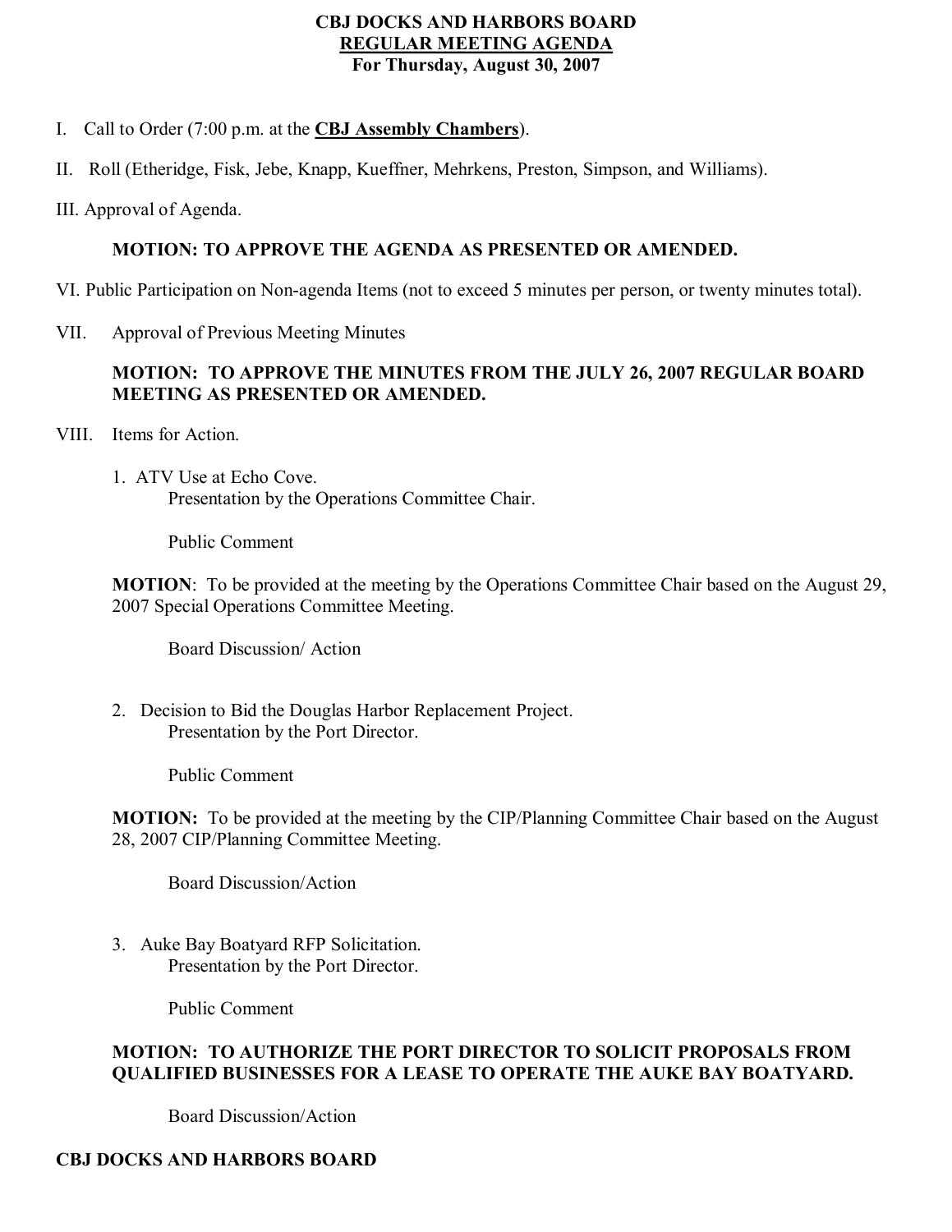# CBJ DOCKS AND HARBORS BOARD
## REGULAR MEETING AGENDA
### For Thursday, August 30, 2007

I. Call to Order (7:00 p.m. at the **CBJ Assembly Chambers**).

II. Roll (Etheridge, Fisk, Jebe, Knapp, Kueffner, Mehrkens, Preston, Simpson, and Williams).

III. Approval of Agenda.

**MOTION: TO APPROVE THE AGENDA AS PRESENTED OR AMENDED.**

VI. Public Participation on Non-agenda Items (not to exceed 5 minutes per person, or twenty minutes total).

VII. Approval of Previous Meeting Minutes

**MOTION: TO APPROVE THE MINUTES FROM THE JULY 26, 2007 REGULAR BOARD MEETING AS PRESENTED OR AMENDED.**

VIII. Items for Action.

1. ATV Use at Echo Cove.
   Presentation by the Operations Committee Chair.

   Public Comment

**MOTION**: To be provided at the meeting by the Operations Committee Chair based on the August 29, 2007 Special Operations Committee Meeting.

   Board Discussion/ Action

2. Decision to Bid the Douglas Harbor Replacement Project.
   Presentation by the Port Director.

   Public Comment

**MOTION:** To be provided at the meeting by the CIP/Planning Committee Chair based on the August 28, 2007 CIP/Planning Committee Meeting.

   Board Discussion/Action

3. Auke Bay Boatyard RFP Solicitation.
   Presentation by the Port Director.

   Public Comment

**MOTION: TO AUTHORIZE THE PORT DIRECTOR TO SOLICIT PROPOSALS FROM QUALIFIED BUSINESSES FOR A LEASE TO OPERATE THE AUKE BAY BOATYARD.**

   Board Discussion/Action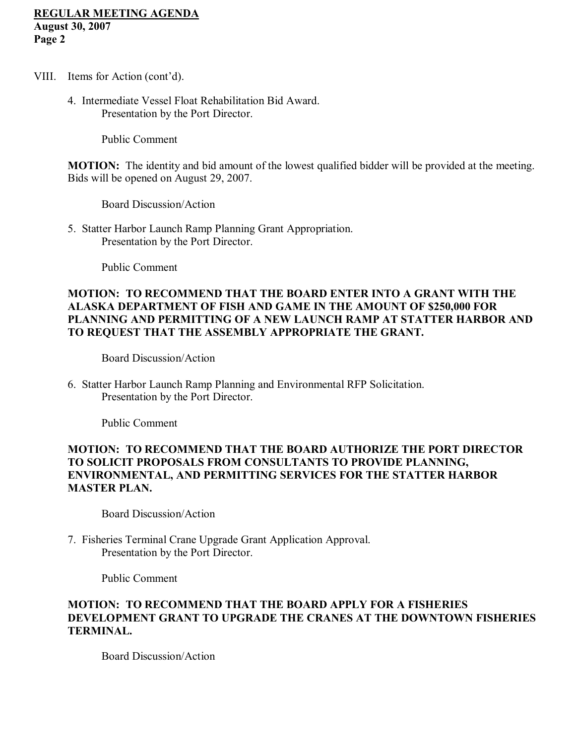VIII. Items for Action (cont'd).

4. Intermediate Vessel Float Rehabilitation Bid Award.
   Presentation by the Port Director.

   Public Comment

**MOTION:** The identity and bid amount of the lowest qualified bidder will be provided at the meeting. Bids will be opened on August 29, 2007.

   Board Discussion/Action

5. Statter Harbor Launch Ramp Planning Grant Appropriation.
   Presentation by the Port Director.

   Public Comment

**MOTION: TO RECOMMEND THAT THE BOARD ENTER INTO A GRANT WITH THE ALASKA DEPARTMENT OF FISH AND GAME IN THE AMOUNT OF $250,000 FOR PLANNING AND PERMITTING OF A NEW LAUNCH RAMP AT STATTER HARBOR AND TO REQUEST THAT THE ASSEMBLY APPROPRIATE THE GRANT.**

   Board Discussion/Action

6. Statter Harbor Launch Ramp Planning and Environmental RFP Solicitation.
   Presentation by the Port Director.

   Public Comment

**MOTION: TO RECOMMEND THAT THE BOARD AUTHORIZE THE PORT DIRECTOR TO SOLICIT PROPOSALS FROM CONSULTANTS TO PROVIDE PLANNING, ENVIRONMENTAL, AND PERMITTING SERVICES FOR THE STATTER HARBOR MASTER PLAN.**

   Board Discussion/Action

7. Fisheries Terminal Crane Upgrade Grant Application Approval.
   Presentation by the Port Director.

   Public Comment

**MOTION: TO RECOMMEND THAT THE BOARD APPLY FOR A FISHERIES DEVELOPMENT GRANT TO UPGRADE THE CRANES AT THE DOWNTOWN FISHERIES TERMINAL.**

   Board Discussion/Action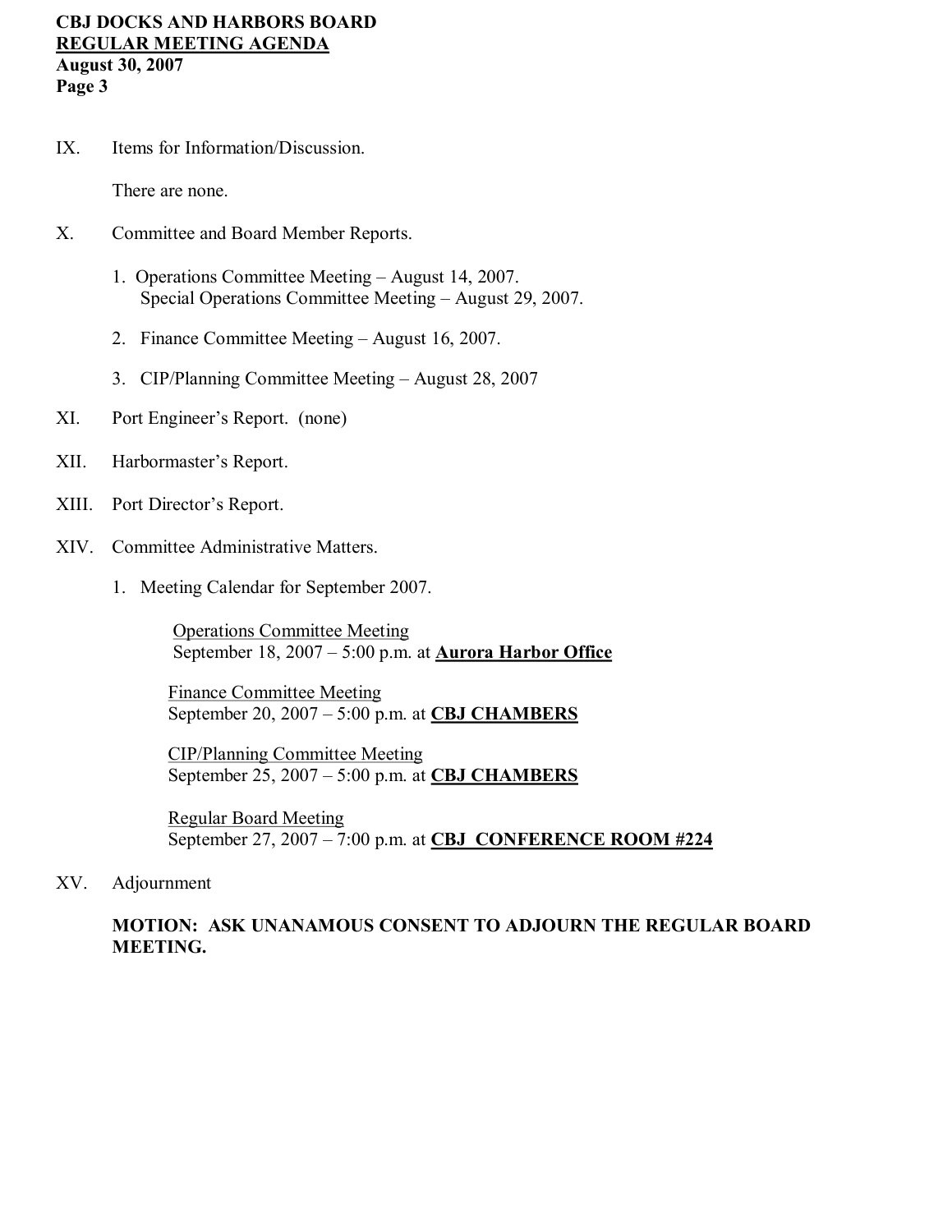IX. Items for Information/Discussion.

There are none.

X. Committee and Board Member Reports.

1. Operations Committee Meeting – August 14, 2007.
   Special Operations Committee Meeting – August 29, 2007.

2. Finance Committee Meeting – August 16, 2007.

3. CIP/Planning Committee Meeting – August 28, 2007

XI. Port Engineer's Report. (none)

XII. Harbormaster's Report.

XIII. Port Director's Report.

XIV. Committee Administrative Matters.

1. Meeting Calendar for September 2007.

   Operations Committee Meeting
   September 18, 2007 – 5:00 p.m. at **Aurora Harbor Office**

   Finance Committee Meeting
   September 20, 2007 – 5:00 p.m. at **CBJ CHAMBERS**

   CIP/Planning Committee Meeting
   September 25, 2007 – 5:00 p.m. at **CBJ CHAMBERS**

   Regular Board Meeting
   September 27, 2007 – 7:00 p.m. at **CBJ CONFERENCE ROOM #224**

XV. Adjournment

**MOTION: ASK UNANAMOUS CONSENT TO ADJOURN THE REGULAR BOARD MEETING.**